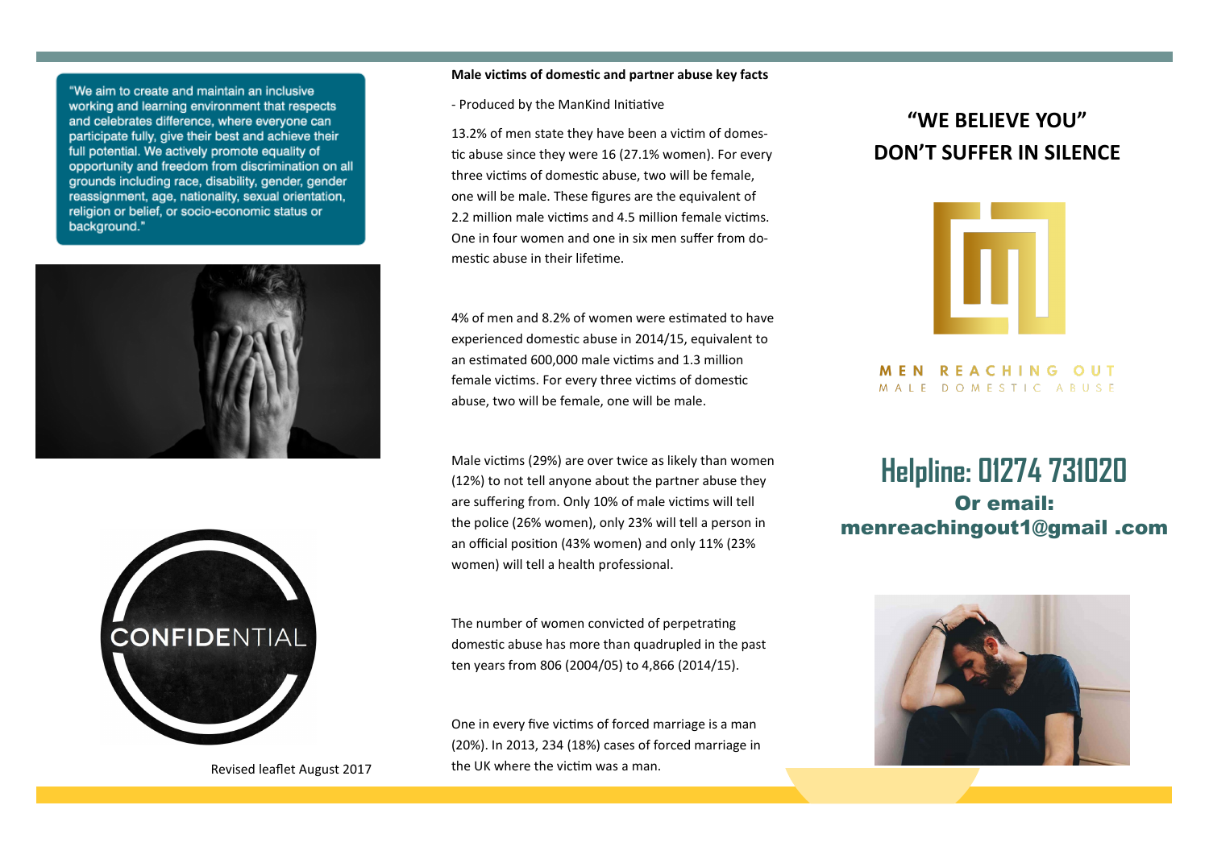"We aim to create and maintain an inclusive working and learning environment that respects and celebrates difference, where everyone can participate fully, give their best and achieve their full potential. We actively promote equality of opportunity and freedom from discrimination on all grounds including race, disability, gender, gender reassignment, age, nationality, sexual orientation, religion or belief, or socio-economic status or background."

CONFIDENTIAL

Revised leaflet August 2017

**Male victims of domestic and partner abuse key facts**

- Produced by the ManKind Initiative

13.2% of men state they have been a victim of domestic abuse since they were 16 (27.1% women). For every three victims of domestic abuse, two will be female, one will be male. These figures are the equivalent of 2.2 million male victims and 4.5 million female victims. One in four women and one in six men suffer from domestic abuse in their lifetime.

4% of men and 8.2% of women were estimated to have experienced domestic abuse in 2014/15, equivalent to an estimated 600,000 male victims and 1.3 million female victims. For every three victims of domestic abuse, two will be female, one will be male.

Male victims (29%) are over twice as likely than women (12%) to not tell anyone about the partner abuse they are suffering from. Only 10% of male victims will tell the police (26% women), only 23% will tell a person in an official position (43% women) and only 11% (23% women) will tell a health professional.

The number of women convicted of perpetrating domestic abuse has more than quadrupled in the past ten years from 806 (2004/05) to 4,866 (2014/15).

One in every five victims of forced marriage is a man (20%). In 2013, 234 (18%) cases of forced marriage in the UK where the victim was a man.

## "WE BELIEVE YOU"
## DON'T SUFFER IN SILENCE

MEN REACHING OUT
MALE DOMESTIC ABUSE

## Helpline: 01274 731020
**Or email:**
**menreachingout1@gmail .com**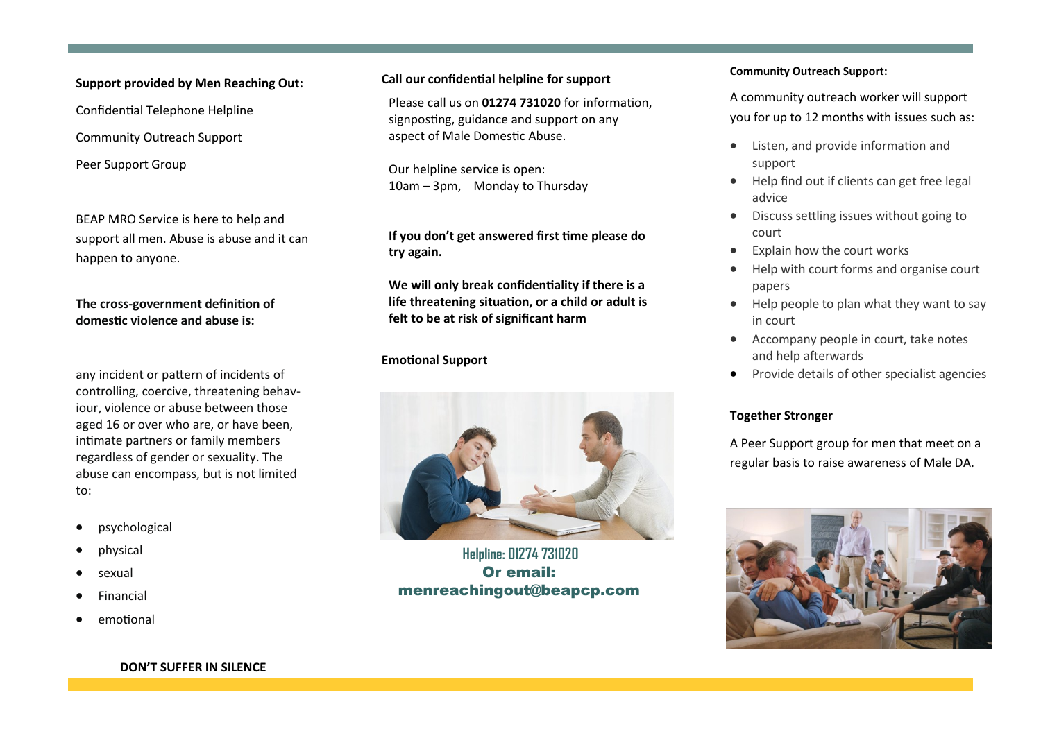**Support provided by Men Reaching Out:**

Confidential Telephone Helpline

Community Outreach Support

Peer Support Group

BEAP MRO Service is here to help and support all men. Abuse is abuse and it can happen to anyone.

**The cross-government definition of domestic violence and abuse is:**

any incident or pattern of incidents of controlling, coercive, threatening behaviour, violence or abuse between those aged 16 or over who are, or have been, intimate partners or family members regardless of gender or sexuality. The abuse can encompass, but is not limited to:

- psychological
- physical
- sexual
- Financial
- emotional

**DON'T SUFFER IN SILENCE**

**Call our confidential helpline for support**

Please call us on **01274 731020** for information, signposting, guidance and support on any aspect of Male Domestic Abuse.

Our helpline service is open:
10am – 3pm, Monday to Thursday

**If you don't get answered first time please do try again.**

**We will only break confidentiality if there is a life threatening situation, or a child or adult is felt to be at risk of significant harm**

**Emotional Support**

**Helpline: 01274 731020**
**Or email: menreachingout@beapcp.com**

**Community Outreach Support:**

A community outreach worker will support you for up to 12 months with issues such as:

- Listen, and provide information and support
- Help find out if clients can get free legal advice
- Discuss settling issues without going to court
- Explain how the court works
- Help with court forms and organise court papers
- Help people to plan what they want to say in court
- Accompany people in court, take notes and help afterwards
- Provide details of other specialist agencies

**Together Stronger**

A Peer Support group for men that meet on a regular basis to raise awareness of Male DA.